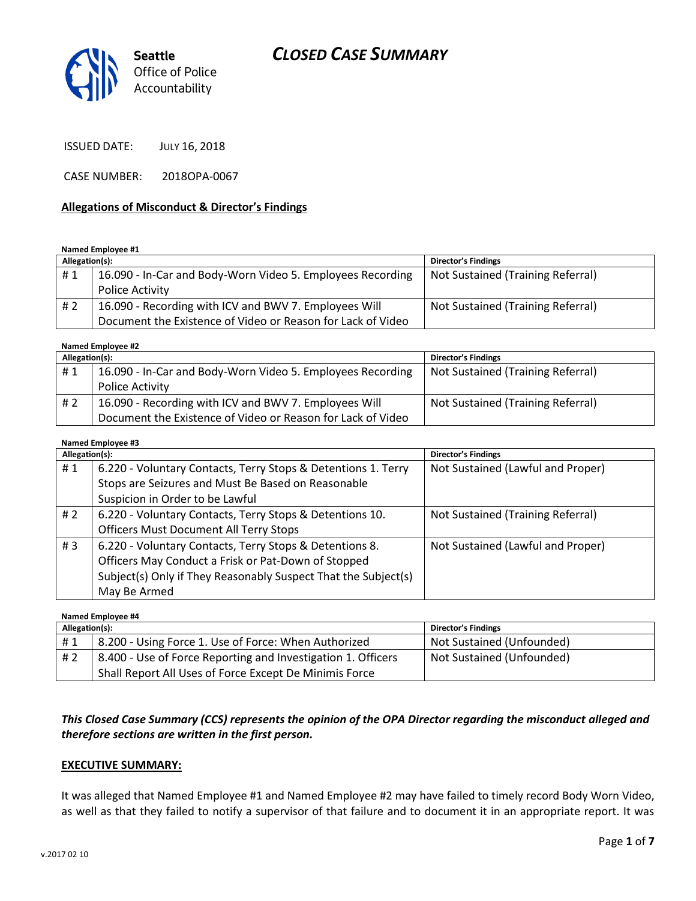# CLOSED CASE SUMMARY

Seattle Office of Police Accountability

ISSUED DATE: JULY 16, 2018

CASE NUMBER: 2018OPA-0067

## Allegations of Misconduct & Director's Findings

**Named Employee #1**

| Allegation(s): | | Director's Findings |
|---|---|---|
| # 1 | 16.090 - In-Car and Body-Worn Video 5. Employees Recording Police Activity | Not Sustained (Training Referral) |
| # 2 | 16.090 - Recording with ICV and BWV 7. Employees Will Document the Existence of Video or Reason for Lack of Video | Not Sustained (Training Referral) |

**Named Employee #2**

| Allegation(s): | | Director's Findings |
|---|---|---|
| # 1 | 16.090 - In-Car and Body-Worn Video 5. Employees Recording Police Activity | Not Sustained (Training Referral) |
| # 2 | 16.090 - Recording with ICV and BWV 7. Employees Will Document the Existence of Video or Reason for Lack of Video | Not Sustained (Training Referral) |

**Named Employee #3**

| Allegation(s): | | Director's Findings |
|---|---|---|
| # 1 | 6.220 - Voluntary Contacts, Terry Stops & Detentions 1. Terry Stops are Seizures and Must Be Based on Reasonable Suspicion in Order to be Lawful | Not Sustained (Lawful and Proper) |
| # 2 | 6.220 - Voluntary Contacts, Terry Stops & Detentions 10. Officers Must Document All Terry Stops | Not Sustained (Training Referral) |
| # 3 | 6.220 - Voluntary Contacts, Terry Stops & Detentions 8. Officers May Conduct a Frisk or Pat-Down of Stopped Subject(s) Only if They Reasonably Suspect That the Subject(s) May Be Armed | Not Sustained (Lawful and Proper) |

**Named Employee #4**

| Allegation(s): | | Director's Findings |
|---|---|---|
| # 1 | 8.200 - Using Force 1. Use of Force: When Authorized | Not Sustained (Unfounded) |
| # 2 | 8.400 - Use of Force Reporting and Investigation 1. Officers Shall Report All Uses of Force Except De Minimis Force | Not Sustained (Unfounded) |

***This Closed Case Summary (CCS) represents the opinion of the OPA Director regarding the misconduct alleged and therefore sections are written in the first person.***

## EXECUTIVE SUMMARY:

It was alleged that Named Employee #1 and Named Employee #2 may have failed to timely record Body Worn Video, as well as that they failed to notify a supervisor of that failure and to document it in an appropriate report. It was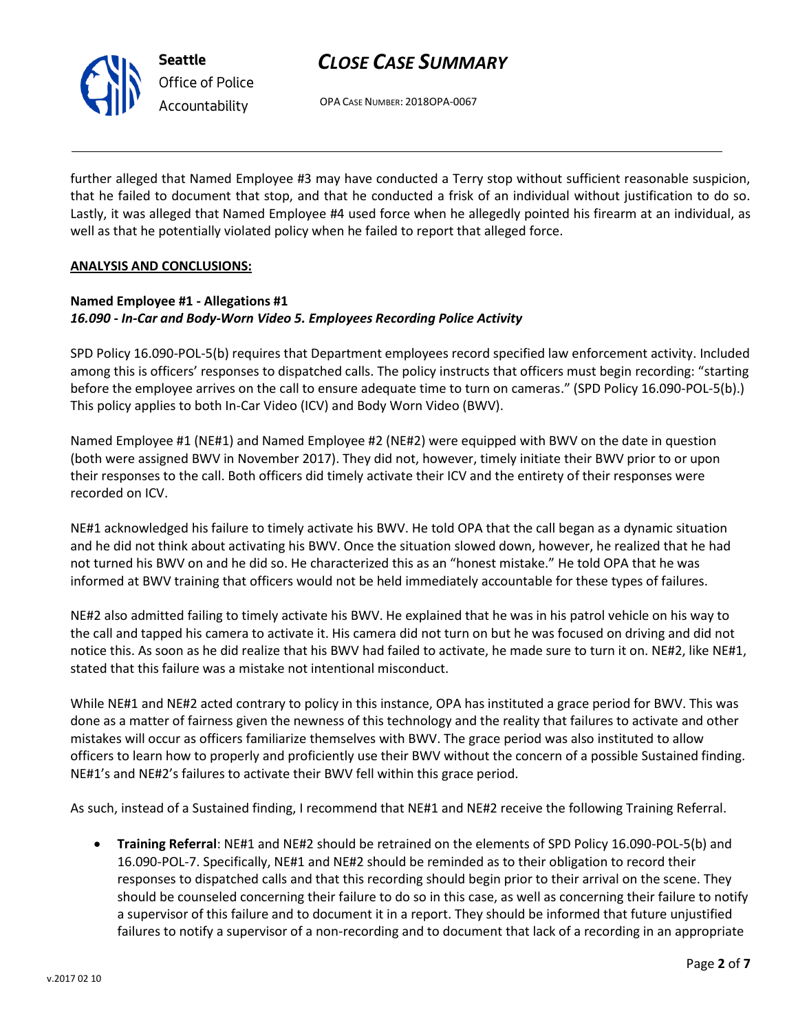further alleged that Named Employee #3 may have conducted a Terry stop without sufficient reasonable suspicion, that he failed to document that stop, and that he conducted a frisk of an individual without justification to do so. Lastly, it was alleged that Named Employee #4 used force when he allegedly pointed his firearm at an individual, as well as that he potentially violated policy when he failed to report that alleged force.

**ANALYSIS AND CONCLUSIONS:**

**Named Employee #1 - Allegations #1**
***16.090 - In-Car and Body-Worn Video 5. Employees Recording Police Activity***

SPD Policy 16.090-POL-5(b) requires that Department employees record specified law enforcement activity. Included among this is officers' responses to dispatched calls. The policy instructs that officers must begin recording: "starting before the employee arrives on the call to ensure adequate time to turn on cameras." (SPD Policy 16.090-POL-5(b).) This policy applies to both In-Car Video (ICV) and Body Worn Video (BWV).

Named Employee #1 (NE#1) and Named Employee #2 (NE#2) were equipped with BWV on the date in question (both were assigned BWV in November 2017). They did not, however, timely initiate their BWV prior to or upon their responses to the call. Both officers did timely activate their ICV and the entirety of their responses were recorded on ICV.

NE#1 acknowledged his failure to timely activate his BWV. He told OPA that the call began as a dynamic situation and he did not think about activating his BWV. Once the situation slowed down, however, he realized that he had not turned his BWV on and he did so. He characterized this as an "honest mistake." He told OPA that he was informed at BWV training that officers would not be held immediately accountable for these types of failures.

NE#2 also admitted failing to timely activate his BWV. He explained that he was in his patrol vehicle on his way to the call and tapped his camera to activate it. His camera did not turn on but he was focused on driving and did not notice this. As soon as he did realize that his BWV had failed to activate, he made sure to turn it on. NE#2, like NE#1, stated that this failure was a mistake not intentional misconduct.

While NE#1 and NE#2 acted contrary to policy in this instance, OPA has instituted a grace period for BWV. This was done as a matter of fairness given the newness of this technology and the reality that failures to activate and other mistakes will occur as officers familiarize themselves with BWV. The grace period was also instituted to allow officers to learn how to properly and proficiently use their BWV without the concern of a possible Sustained finding. NE#1's and NE#2's failures to activate their BWV fell within this grace period.

As such, instead of a Sustained finding, I recommend that NE#1 and NE#2 receive the following Training Referral.

- **Training Referral**: NE#1 and NE#2 should be retrained on the elements of SPD Policy 16.090-POL-5(b) and 16.090-POL-7. Specifically, NE#1 and NE#2 should be reminded as to their obligation to record their responses to dispatched calls and that this recording should begin prior to their arrival on the scene. They should be counseled concerning their failure to do so in this case, as well as concerning their failure to notify a supervisor of this failure and to document it in a report. They should be informed that future unjustified failures to notify a supervisor of a non-recording and to document that lack of a recording in an appropriate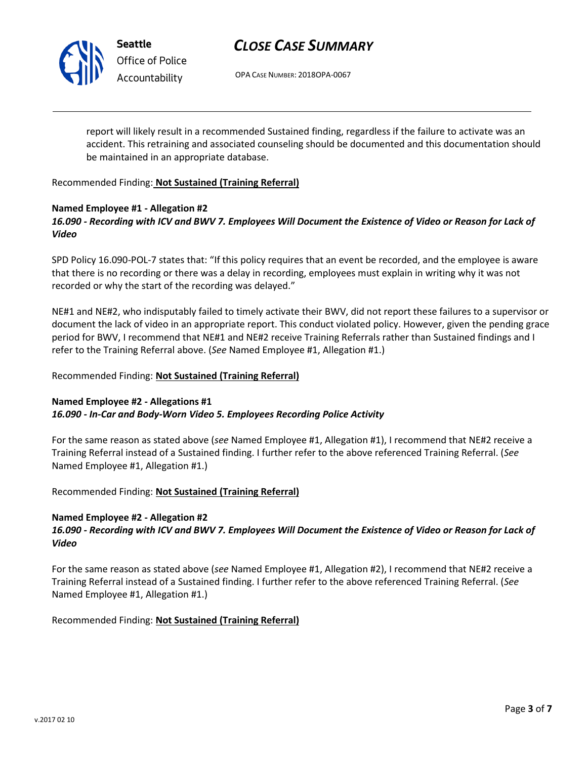report will likely result in a recommended Sustained finding, regardless if the failure to activate was an accident. This retraining and associated counseling should be documented and this documentation should be maintained in an appropriate database.

Recommended Finding: **Not Sustained (Training Referral)**

**Named Employee #1 - Allegation #2**
***16.090 - Recording with ICV and BWV 7. Employees Will Document the Existence of Video or Reason for Lack of Video***

SPD Policy 16.090-POL-7 states that: "If this policy requires that an event be recorded, and the employee is aware that there is no recording or there was a delay in recording, employees must explain in writing why it was not recorded or why the start of the recording was delayed."

NE#1 and NE#2, who indisputably failed to timely activate their BWV, did not report these failures to a supervisor or document the lack of video in an appropriate report. This conduct violated policy. However, given the pending grace period for BWV, I recommend that NE#1 and NE#2 receive Training Referrals rather than Sustained findings and I refer to the Training Referral above. (*See* Named Employee #1, Allegation #1.)

Recommended Finding: **Not Sustained (Training Referral)**

**Named Employee #2 - Allegations #1**
***16.090 - In-Car and Body-Worn Video 5. Employees Recording Police Activity***

For the same reason as stated above (*see* Named Employee #1, Allegation #1), I recommend that NE#2 receive a Training Referral instead of a Sustained finding. I further refer to the above referenced Training Referral. (*See* Named Employee #1, Allegation #1.)

Recommended Finding: **Not Sustained (Training Referral)**

**Named Employee #2 - Allegation #2**
***16.090 - Recording with ICV and BWV 7. Employees Will Document the Existence of Video or Reason for Lack of Video***

For the same reason as stated above (*see* Named Employee #1, Allegation #2), I recommend that NE#2 receive a Training Referral instead of a Sustained finding. I further refer to the above referenced Training Referral. (*See* Named Employee #1, Allegation #1.)

Recommended Finding: **Not Sustained (Training Referral)**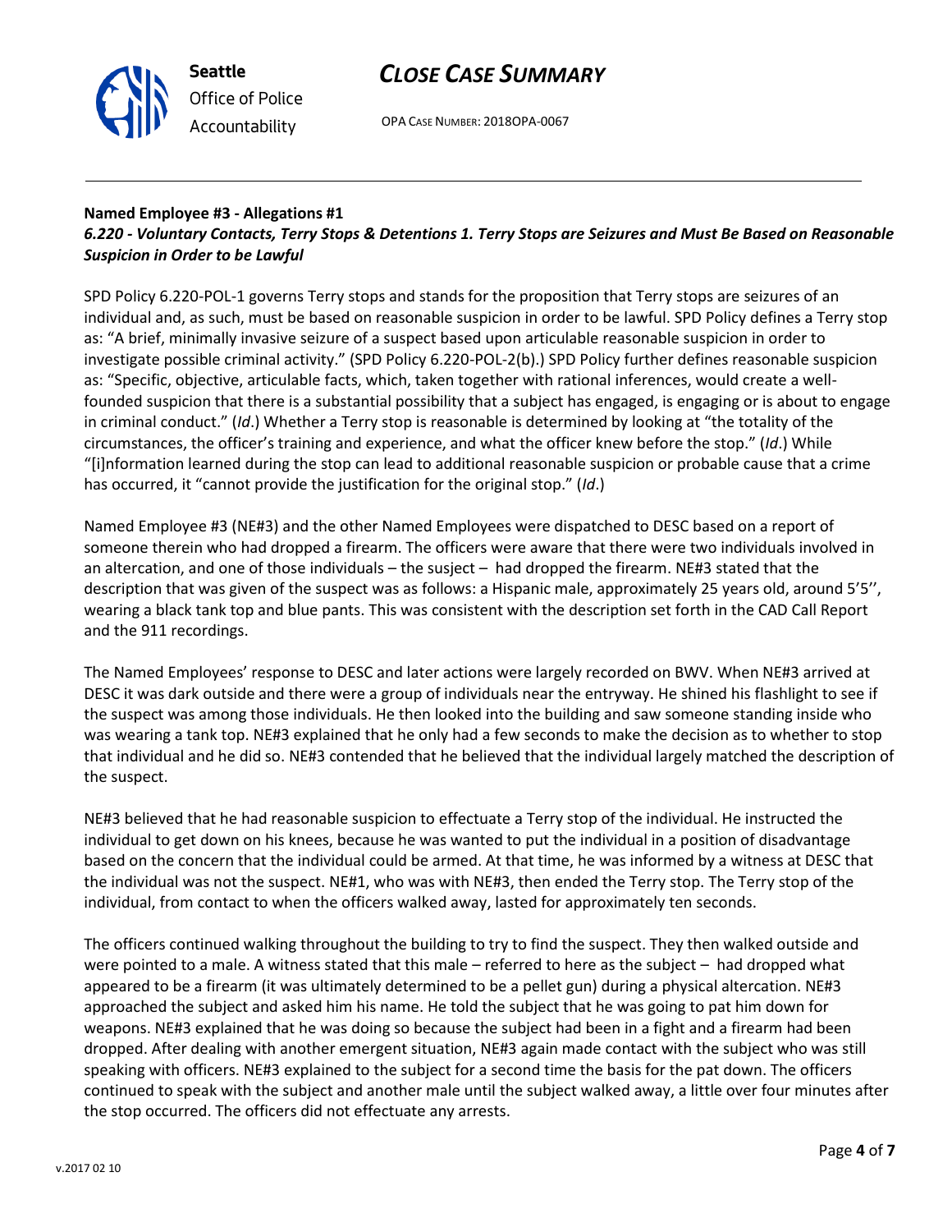**Named Employee #3 - Allegations #1**
***6.220 - Voluntary Contacts, Terry Stops & Detentions 1. Terry Stops are Seizures and Must Be Based on Reasonable Suspicion in Order to be Lawful***

SPD Policy 6.220-POL-1 governs Terry stops and stands for the proposition that Terry stops are seizures of an individual and, as such, must be based on reasonable suspicion in order to be lawful. SPD Policy defines a Terry stop as: "A brief, minimally invasive seizure of a suspect based upon articulable reasonable suspicion in order to investigate possible criminal activity." (SPD Policy 6.220-POL-2(b).) SPD Policy further defines reasonable suspicion as: "Specific, objective, articulable facts, which, taken together with rational inferences, would create a well-founded suspicion that there is a substantial possibility that a subject has engaged, is engaging or is about to engage in criminal conduct." (*Id*.) Whether a Terry stop is reasonable is determined by looking at "the totality of the circumstances, the officer's training and experience, and what the officer knew before the stop." (*Id*.) While "[i]nformation learned during the stop can lead to additional reasonable suspicion or probable cause that a crime has occurred, it "cannot provide the justification for the original stop." (*Id*.)

Named Employee #3 (NE#3) and the other Named Employees were dispatched to DESC based on a report of someone therein who had dropped a firearm. The officers were aware that there were two individuals involved in an altercation, and one of those individuals – the susject – had dropped the firearm. NE#3 stated that the description that was given of the suspect was as follows: a Hispanic male, approximately 25 years old, around 5'5'', wearing a black tank top and blue pants. This was consistent with the description set forth in the CAD Call Report and the 911 recordings.

The Named Employees' response to DESC and later actions were largely recorded on BWV. When NE#3 arrived at DESC it was dark outside and there were a group of individuals near the entryway. He shined his flashlight to see if the suspect was among those individuals. He then looked into the building and saw someone standing inside who was wearing a tank top. NE#3 explained that he only had a few seconds to make the decision as to whether to stop that individual and he did so. NE#3 contended that he believed that the individual largely matched the description of the suspect.

NE#3 believed that he had reasonable suspicion to effectuate a Terry stop of the individual. He instructed the individual to get down on his knees, because he was wanted to put the individual in a position of disadvantage based on the concern that the individual could be armed. At that time, he was informed by a witness at DESC that the individual was not the suspect. NE#1, who was with NE#3, then ended the Terry stop. The Terry stop of the individual, from contact to when the officers walked away, lasted for approximately ten seconds.

The officers continued walking throughout the building to try to find the suspect. They then walked outside and were pointed to a male. A witness stated that this male – referred to here as the subject – had dropped what appeared to be a firearm (it was ultimately determined to be a pellet gun) during a physical altercation. NE#3 approached the subject and asked him his name. He told the subject that he was going to pat him down for weapons. NE#3 explained that he was doing so because the subject had been in a fight and a firearm had been dropped. After dealing with another emergent situation, NE#3 again made contact with the subject who was still speaking with officers. NE#3 explained to the subject for a second time the basis for the pat down. The officers continued to speak with the subject and another male until the subject walked away, a little over four minutes after the stop occurred. The officers did not effectuate any arrests.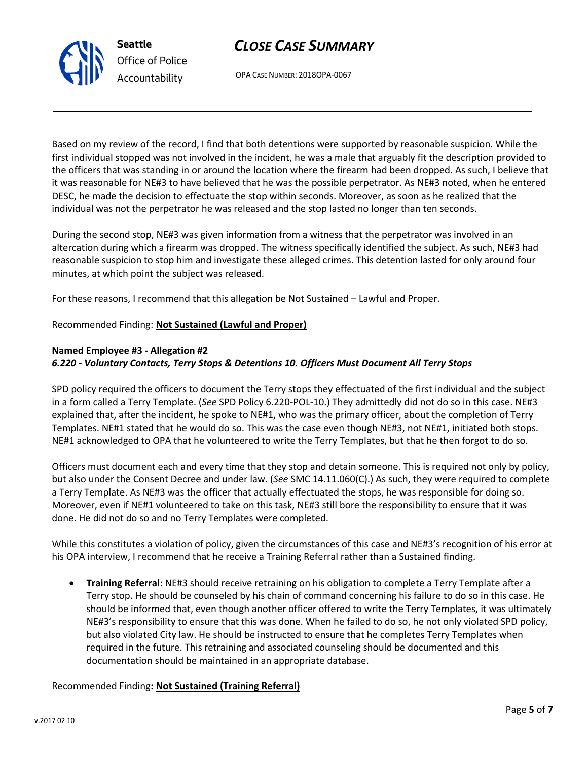Based on my review of the record, I find that both detentions were supported by reasonable suspicion. While the first individual stopped was not involved in the incident, he was a male that arguably fit the description provided to the officers that was standing in or around the location where the firearm had been dropped. As such, I believe that it was reasonable for NE#3 to have believed that he was the possible perpetrator. As NE#3 noted, when he entered DESC, he made the decision to effectuate the stop within seconds. Moreover, as soon as he realized that the individual was not the perpetrator he was released and the stop lasted no longer than ten seconds.

During the second stop, NE#3 was given information from a witness that the perpetrator was involved in an altercation during which a firearm was dropped. The witness specifically identified the subject. As such, NE#3 had reasonable suspicion to stop him and investigate these alleged crimes. This detention lasted for only around four minutes, at which point the subject was released.

For these reasons, I recommend that this allegation be Not Sustained – Lawful and Proper.

Recommended Finding: **Not Sustained (Lawful and Proper)**

**Named Employee #3 - Allegation #2**
***6.220 - Voluntary Contacts, Terry Stops & Detentions 10. Officers Must Document All Terry Stops***

SPD policy required the officers to document the Terry stops they effectuated of the first individual and the subject in a form called a Terry Template. (*See* SPD Policy 6.220-POL-10.) They admittedly did not do so in this case. NE#3 explained that, after the incident, he spoke to NE#1, who was the primary officer, about the completion of Terry Templates. NE#1 stated that he would do so. This was the case even though NE#3, not NE#1, initiated both stops. NE#1 acknowledged to OPA that he volunteered to write the Terry Templates, but that he then forgot to do so.

Officers must document each and every time that they stop and detain someone. This is required not only by policy, but also under the Consent Decree and under law. (*See* SMC 14.11.060(C).) As such, they were required to complete a Terry Template. As NE#3 was the officer that actually effectuated the stops, he was responsible for doing so. Moreover, even if NE#1 volunteered to take on this task, NE#3 still bore the responsibility to ensure that it was done. He did not do so and no Terry Templates were completed.

While this constitutes a violation of policy, given the circumstances of this case and NE#3's recognition of his error at his OPA interview, I recommend that he receive a Training Referral rather than a Sustained finding.

- **Training Referral**: NE#3 should receive retraining on his obligation to complete a Terry Template after a Terry stop. He should be counseled by his chain of command concerning his failure to do so in this case. He should be informed that, even though another officer offered to write the Terry Templates, it was ultimately NE#3's responsibility to ensure that this was done. When he failed to do so, he not only violated SPD policy, but also violated City law. He should be instructed to ensure that he completes Terry Templates when required in the future. This retraining and associated counseling should be documented and this documentation should be maintained in an appropriate database.

Recommended Finding**: Not Sustained (Training Referral)**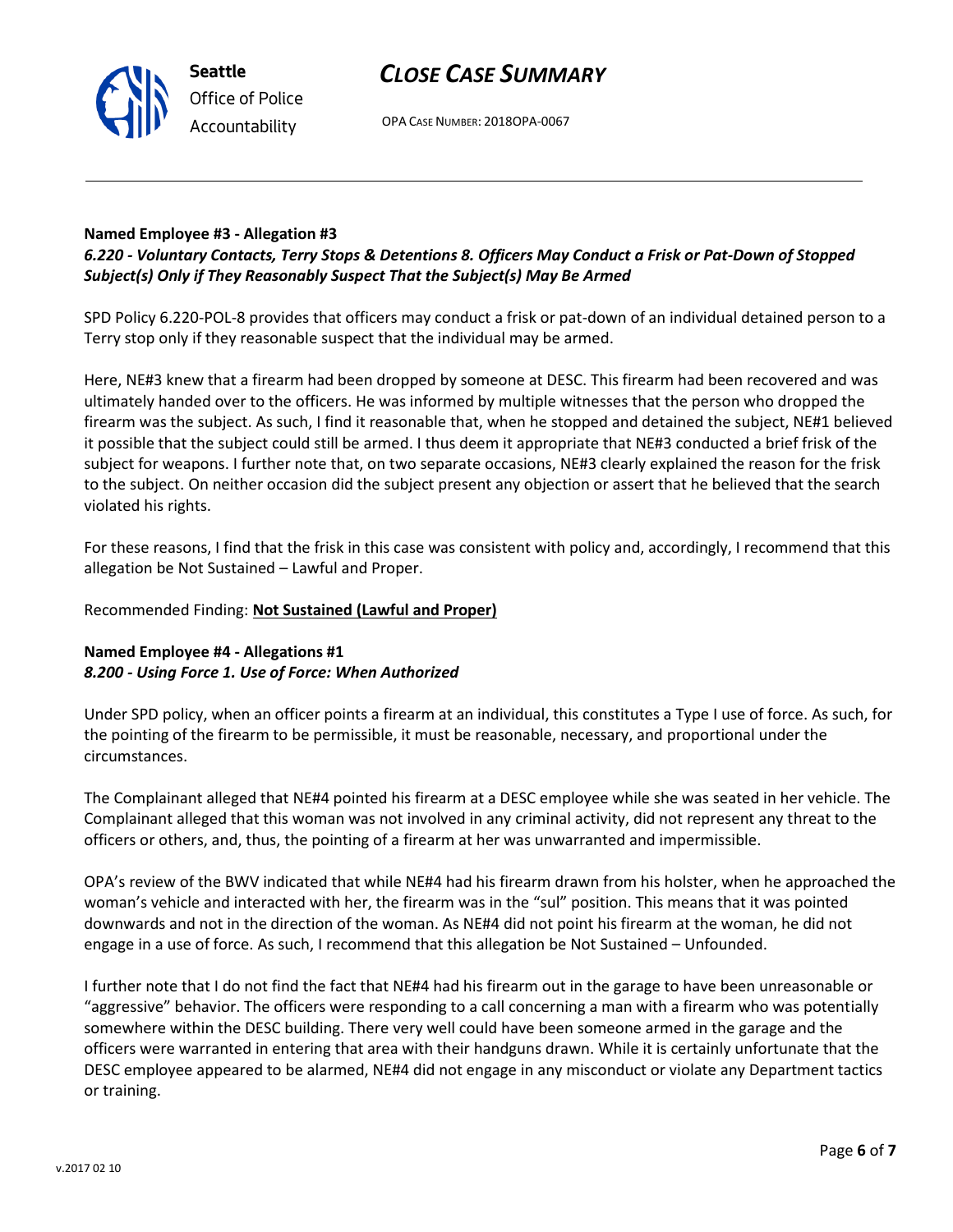**Named Employee #3 - Allegation #3**
***6.220 - Voluntary Contacts, Terry Stops & Detentions 8. Officers May Conduct a Frisk or Pat-Down of Stopped Subject(s) Only if They Reasonably Suspect That the Subject(s) May Be Armed***

SPD Policy 6.220-POL-8 provides that officers may conduct a frisk or pat-down of an individual detained person to a Terry stop only if they reasonable suspect that the individual may be armed.

Here, NE#3 knew that a firearm had been dropped by someone at DESC. This firearm had been recovered and was ultimately handed over to the officers. He was informed by multiple witnesses that the person who dropped the firearm was the subject. As such, I find it reasonable that, when he stopped and detained the subject, NE#1 believed it possible that the subject could still be armed. I thus deem it appropriate that NE#3 conducted a brief frisk of the subject for weapons. I further note that, on two separate occasions, NE#3 clearly explained the reason for the frisk to the subject. On neither occasion did the subject present any objection or assert that he believed that the search violated his rights.

For these reasons, I find that the frisk in this case was consistent with policy and, accordingly, I recommend that this allegation be Not Sustained – Lawful and Proper.

Recommended Finding: **Not Sustained (Lawful and Proper)**

**Named Employee #4 - Allegations #1**
***8.200 - Using Force 1. Use of Force: When Authorized***

Under SPD policy, when an officer points a firearm at an individual, this constitutes a Type I use of force. As such, for the pointing of the firearm to be permissible, it must be reasonable, necessary, and proportional under the circumstances.

The Complainant alleged that NE#4 pointed his firearm at a DESC employee while she was seated in her vehicle. The Complainant alleged that this woman was not involved in any criminal activity, did not represent any threat to the officers or others, and, thus, the pointing of a firearm at her was unwarranted and impermissible.

OPA's review of the BWV indicated that while NE#4 had his firearm drawn from his holster, when he approached the woman's vehicle and interacted with her, the firearm was in the "sul" position. This means that it was pointed downwards and not in the direction of the woman. As NE#4 did not point his firearm at the woman, he did not engage in a use of force. As such, I recommend that this allegation be Not Sustained – Unfounded.

I further note that I do not find the fact that NE#4 had his firearm out in the garage to have been unreasonable or "aggressive" behavior. The officers were responding to a call concerning a man with a firearm who was potentially somewhere within the DESC building. There very well could have been someone armed in the garage and the officers were warranted in entering that area with their handguns drawn. While it is certainly unfortunate that the DESC employee appeared to be alarmed, NE#4 did not engage in any misconduct or violate any Department tactics or training.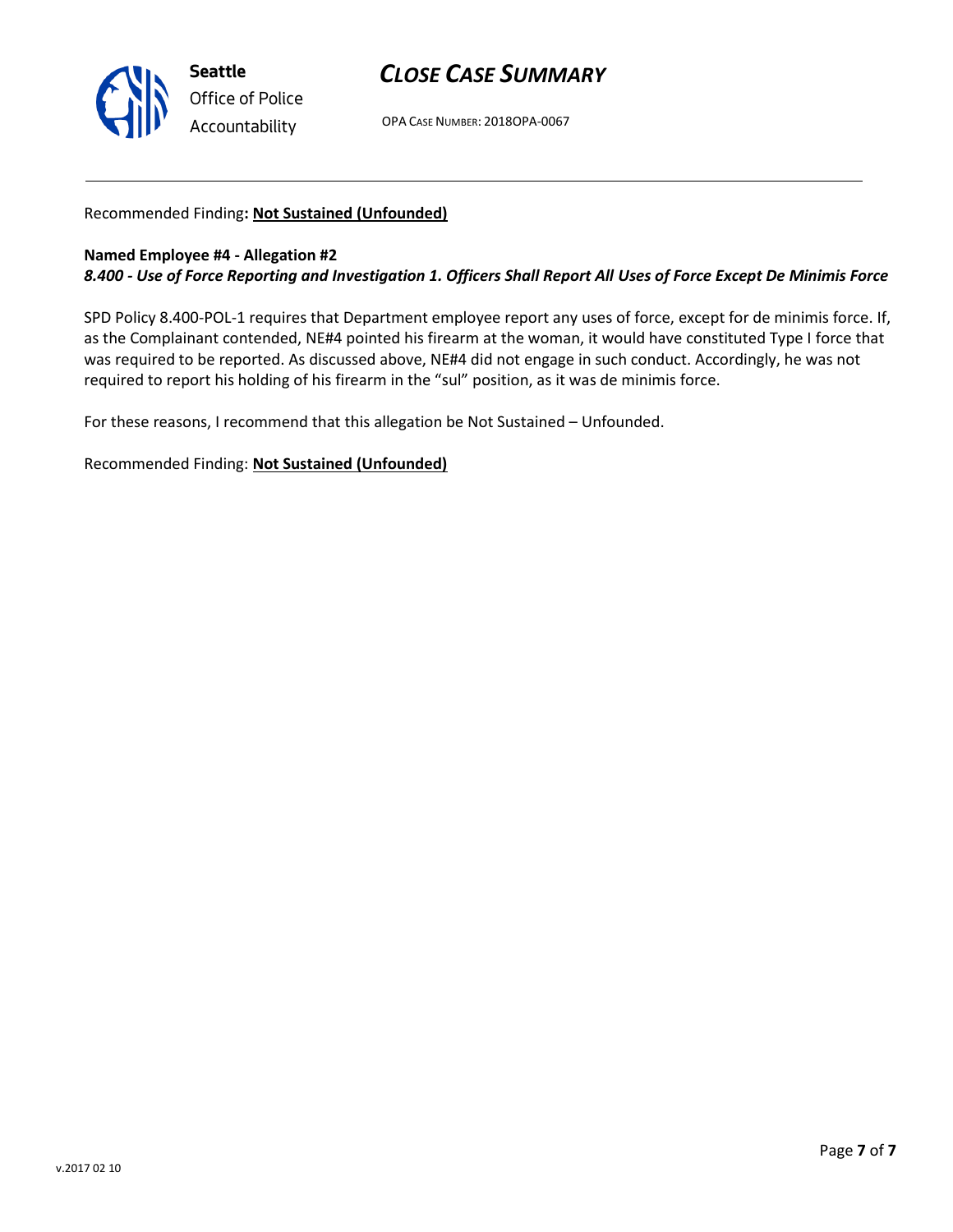Recommended Finding**: Not Sustained (Unfounded)**

**Named Employee #4 - Allegation #2**

***8.400 - Use of Force Reporting and Investigation 1. Officers Shall Report All Uses of Force Except De Minimis Force***

SPD Policy 8.400-POL-1 requires that Department employee report any uses of force, except for de minimis force. If, as the Complainant contended, NE#4 pointed his firearm at the woman, it would have constituted Type I force that was required to be reported. As discussed above, NE#4 did not engage in such conduct. Accordingly, he was not required to report his holding of his firearm in the "sul" position, as it was de minimis force.

For these reasons, I recommend that this allegation be Not Sustained – Unfounded.

Recommended Finding: **Not Sustained (Unfounded)**